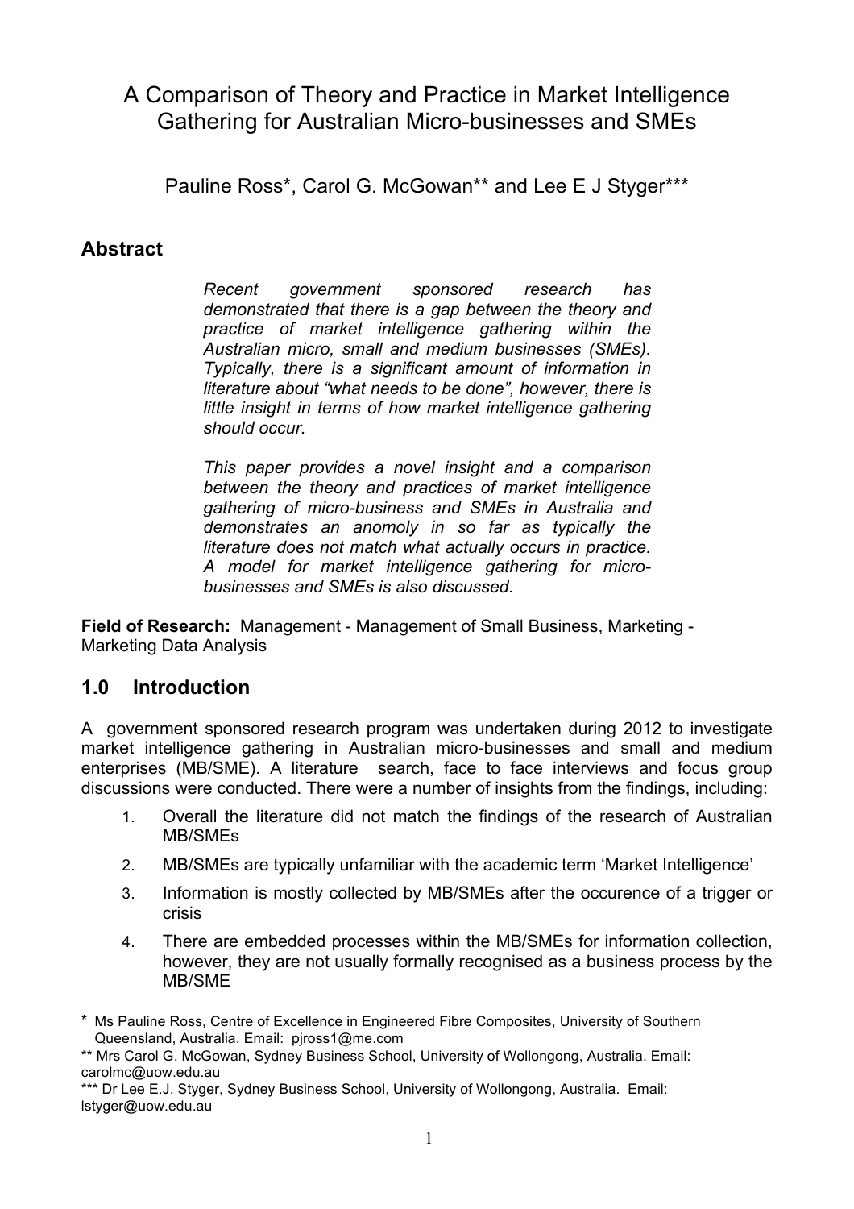# A Comparison of Theory and Practice in Market Intelligence Gathering for Australian Micro-businesses and SMEs

Pauline Ross*, Carol G. McGowan** and Lee E J Styger***

## Abstract

*Recent government sponsored research has demonstrated that there is a gap between the theory and practice of market intelligence gathering within the Australian micro, small and medium businesses (SMEs). Typically, there is a significant amount of information in literature about "what needs to be done", however, there is little insight in terms of how market intelligence gathering should occur.*

*This paper provides a novel insight and a comparison between the theory and practices of market intelligence gathering of micro-business and SMEs in Australia and demonstrates an anomoly in so far as typically the literature does not match what actually occurs in practice. A model for market intelligence gathering for micro-businesses and SMEs is also discussed.*

**Field of Research:** Management - Management of Small Business, Marketing - Marketing Data Analysis

## 1.0 Introduction

A government sponsored research program was undertaken during 2012 to investigate market intelligence gathering in Australian micro-businesses and small and medium enterprises (MB/SME). A literature search, face to face interviews and focus group discussions were conducted. There were a number of insights from the findings, including:

1. Overall the literature did not match the findings of the research of Australian MB/SMEs
2. MB/SMEs are typically unfamiliar with the academic term 'Market Intelligence'
3. Information is mostly collected by MB/SMEs after the occurence of a trigger or crisis
4. There are embedded processes within the MB/SMEs for information collection, however, they are not usually formally recognised as a business process by the MB/SME

---

\* Ms Pauline Ross, Centre of Excellence in Engineered Fibre Composites, University of Southern Queensland, Australia. Email: pjross1@me.com

** Mrs Carol G. McGowan, Sydney Business School, University of Wollongong, Australia. Email: carolmc@uow.edu.au

*** Dr Lee E.J. Styger, Sydney Business School, University of Wollongong, Australia. Email: lstyger@uow.edu.au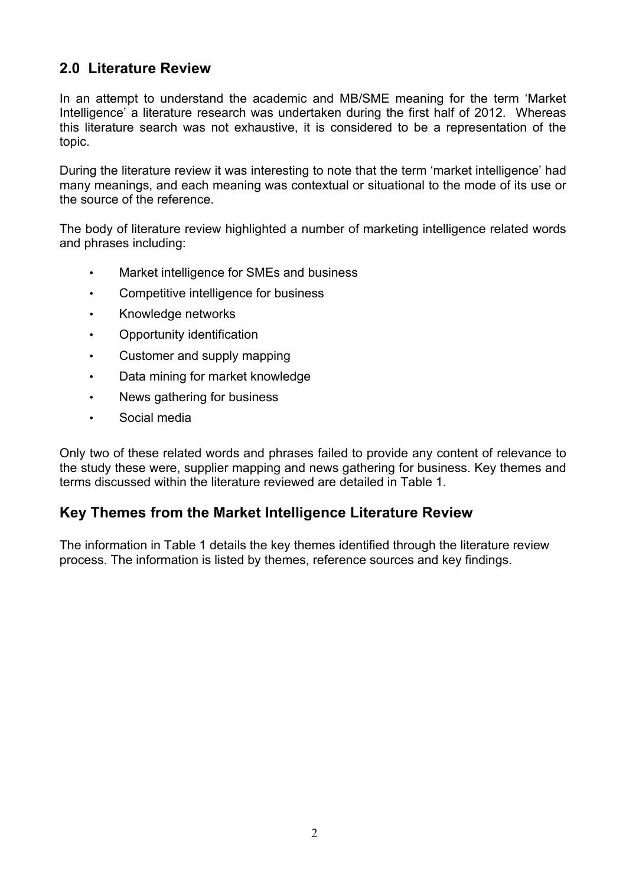## 2.0 Literature Review

In an attempt to understand the academic and MB/SME meaning for the term 'Market Intelligence' a literature research was undertaken during the first half of 2012. Whereas this literature search was not exhaustive, it is considered to be a representation of the topic.

During the literature review it was interesting to note that the term 'market intelligence' had many meanings, and each meaning was contextual or situational to the mode of its use or the source of the reference.

The body of literature review highlighted a number of marketing intelligence related words and phrases including:

- Market intelligence for SMEs and business
- Competitive intelligence for business
- Knowledge networks
- Opportunity identification
- Customer and supply mapping
- Data mining for market knowledge
- News gathering for business
- Social media

Only two of these related words and phrases failed to provide any content of relevance to the study these were, supplier mapping and news gathering for business. Key themes and terms discussed within the literature reviewed are detailed in Table 1.

## Key Themes from the Market Intelligence Literature Review

The information in Table 1 details the key themes identified through the literature review process. The information is listed by themes, reference sources and key findings.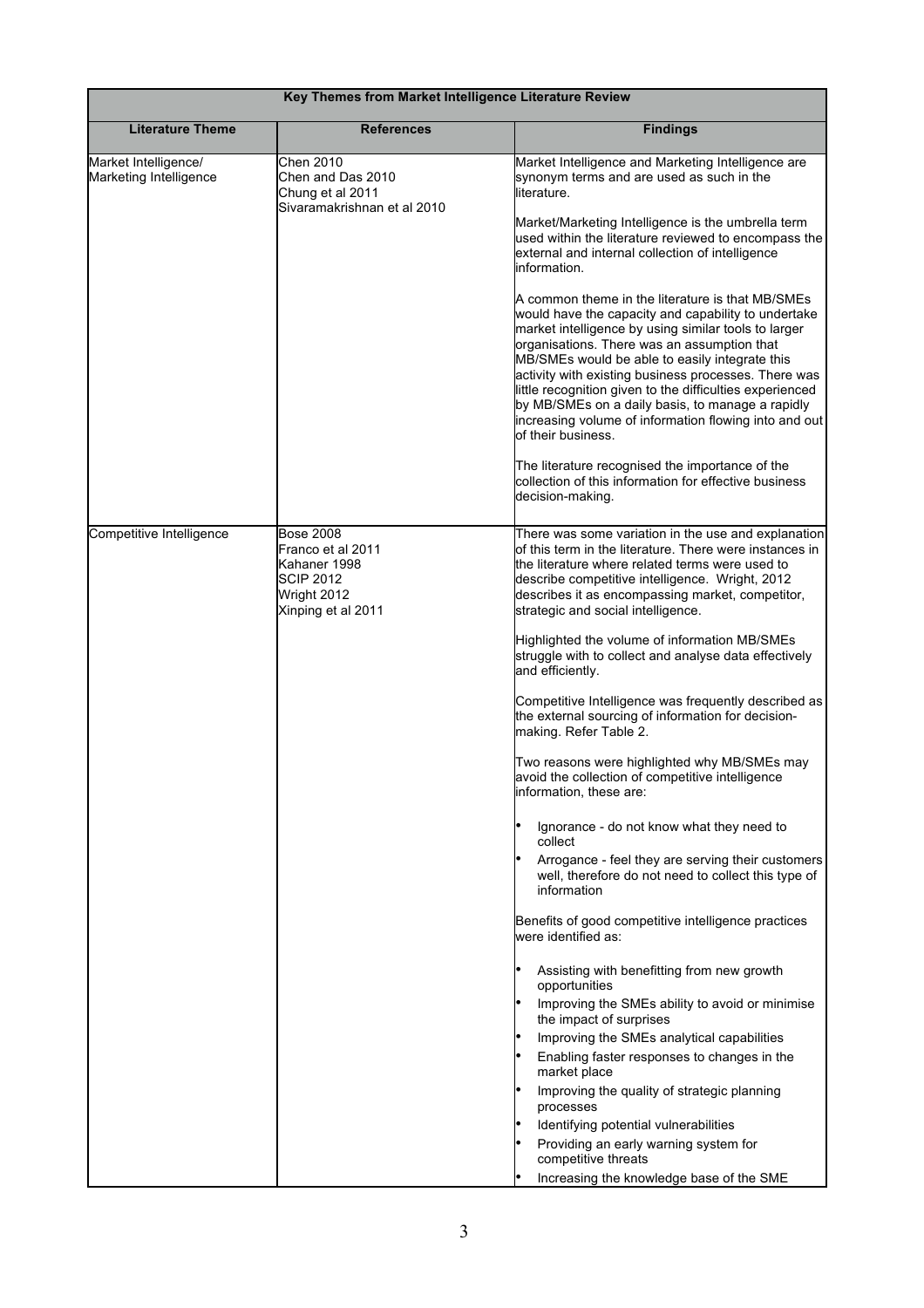| Key Themes from Market Intelligence Literature Review | | |
|---|---|---|
| **Literature Theme** | **References** | **Findings** |
| Market Intelligence/ Marketing Intelligence | Chen 2010<br>Chen and Das 2010<br>Chung et al 2011<br>Sivaramakrishnan et al 2010 | Market Intelligence and Marketing Intelligence are synonym terms and are used as such in the literature.<br><br>Market/Marketing Intelligence is the umbrella term used within the literature reviewed to encompass the external and internal collection of intelligence information.<br><br>A common theme in the literature is that MB/SMEs would have the capacity and capability to undertake market intelligence by using similar tools to larger organisations. There was an assumption that MB/SMEs would be able to easily integrate this activity with existing business processes. There was little recognition given to the difficulties experienced by MB/SMEs on a daily basis, to manage a rapidly increasing volume of information flowing into and out of their business.<br><br>The literature recognised the importance of the collection of this information for effective business decision-making. |
| Competitive Intelligence | Bose 2008<br>Franco et al 2011<br>Kahaner 1998<br>SCIP 2012<br>Wright 2012<br>Xinping et al 2011 | There was some variation in the use and explanation of this term in the literature. There were instances in the literature where related terms were used to describe competitive intelligence. Wright, 2012 describes it as encompassing market, competitor, strategic and social intelligence.<br><br>Highlighted the volume of information MB/SMEs struggle with to collect and analyse data effectively and efficiently.<br><br>Competitive Intelligence was frequently described as the external sourcing of information for decision-making. Refer Table 2.<br><br>Two reasons were highlighted why MB/SMEs may avoid the collection of competitive intelligence information, these are:<br><br>• Ignorance - do not know what they need to collect<br>• Arrogance - feel they are serving their customers well, therefore do not need to collect this type of information<br><br>Benefits of good competitive intelligence practices were identified as:<br><br>• Assisting with benefitting from new growth opportunities<br>• Improving the SMEs ability to avoid or minimise the impact of surprises<br>• Improving the SMEs analytical capabilities<br>• Enabling faster responses to changes in the market place<br>• Improving the quality of strategic planning processes<br>• Identifying potential vulnerabilities<br>• Providing an early warning system for competitive threats<br>• Increasing the knowledge base of the SME |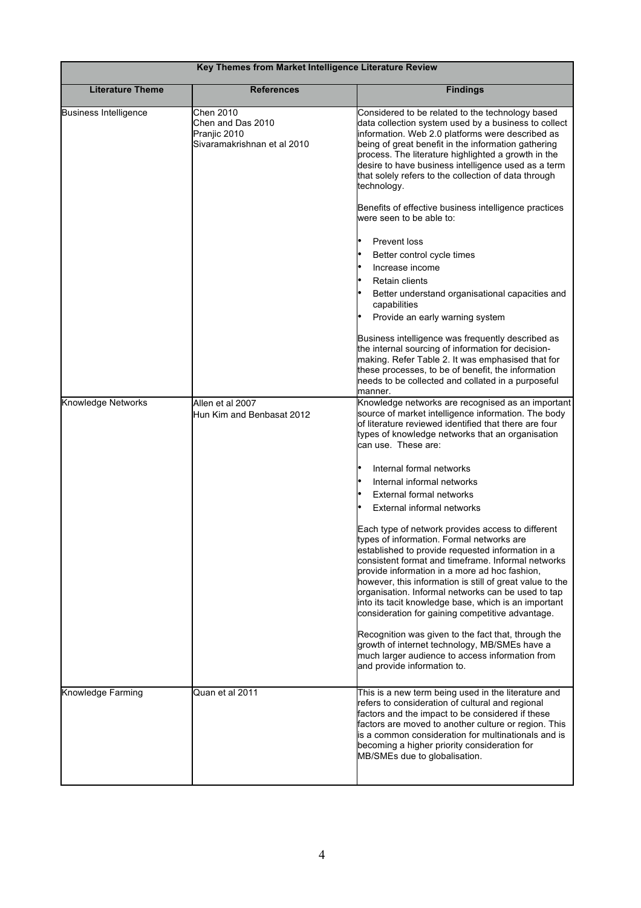| Key Themes from Market Intelligence Literature Review | | |
|---|---|---|
| **Literature Theme** | **References** | **Findings** |
| Business Intelligence | Chen 2010<br>Chen and Das 2010<br>Pranjic 2010<br>Sivaramakrishnan et al 2010 | Considered to be related to the technology based data collection system used by a business to collect information. Web 2.0 platforms were described as being of great benefit in the information gathering process. The literature highlighted a growth in the desire to have business intelligence used as a term that solely refers to the collection of data through technology.<br><br>Benefits of effective business intelligence practices were seen to be able to:<br><br>• Prevent loss<br>• Better control cycle times<br>• Increase income<br>• Retain clients<br>• Better understand organisational capacities and capabilities<br>• Provide an early warning system<br><br>Business intelligence was frequently described as the internal sourcing of information for decision-making. Refer Table 2. It was emphasised that for these processes, to be of benefit, the information needs to be collected and collated in a purposeful manner. |
| Knowledge Networks | Allen et al 2007<br>Hun Kim and Benbasat 2012 | Knowledge networks are recognised as an important source of market intelligence information. The body of literature reviewed identified that there are four types of knowledge networks that an organisation can use. These are:<br><br>• Internal formal networks<br>• Internal informal networks<br>• External formal networks<br>• External informal networks<br><br>Each type of network provides access to different types of information. Formal networks are established to provide requested information in a consistent format and timeframe. Informal networks provide information in a more ad hoc fashion, however, this information is still of great value to the organisation. Informal networks can be used to tap into its tacit knowledge base, which is an important consideration for gaining competitive advantage.<br><br>Recognition was given to the fact that, through the growth of internet technology, MB/SMEs have a much larger audience to access information from and provide information to. |
| Knowledge Farming | Quan et al 2011 | This is a new term being used in the literature and refers to consideration of cultural and regional factors and the impact to be considered if these factors are moved to another culture or region. This is a common consideration for multinationals and is becoming a higher priority consideration for MB/SMEs due to globalisation. |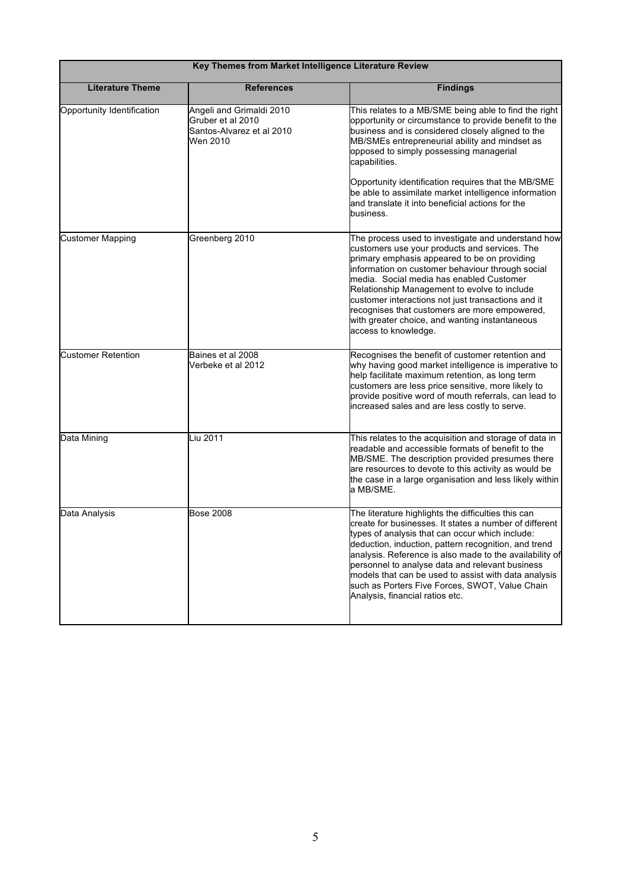| Key Themes from Market Intelligence Literature Review | | |
|---|---|---|
| **Literature Theme** | **References** | **Findings** |
| Opportunity Identification | Angeli and Grimaldi 2010<br>Gruber et al 2010<br>Santos-Alvarez et al 2010<br>Wen 2010 | This relates to a MB/SME being able to find the right opportunity or circumstance to provide benefit to the business and is considered closely aligned to the MB/SMEs entrepreneurial ability and mindset as opposed to simply possessing managerial capabilities.<br><br>Opportunity identification requires that the MB/SME be able to assimilate market intelligence information and translate it into beneficial actions for the business. |
| Customer Mapping | Greenberg 2010 | The process used to investigate and understand how customers use your products and services. The primary emphasis appeared to be on providing information on customer behaviour through social media. Social media has enabled Customer Relationship Management to evolve to include customer interactions not just transactions and it recognises that customers are more empowered, with greater choice, and wanting instantaneous access to knowledge. |
| Customer Retention | Baines et al 2008<br>Verbeke et al 2012 | Recognises the benefit of customer retention and why having good market intelligence is imperative to help facilitate maximum retention, as long term customers are less price sensitive, more likely to provide positive word of mouth referrals, can lead to increased sales and are less costly to serve. |
| Data Mining | Liu 2011 | This relates to the acquisition and storage of data in readable and accessible formats of benefit to the MB/SME. The description provided presumes there are resources to devote to this activity as would be the case in a large organisation and less likely within a MB/SME. |
| Data Analysis | Bose 2008 | The literature highlights the difficulties this can create for businesses. It states a number of different types of analysis that can occur which include: deduction, induction, pattern recognition, and trend analysis. Reference is also made to the availability of personnel to analyse data and relevant business models that can be used to assist with data analysis such as Porters Five Forces, SWOT, Value Chain Analysis, financial ratios etc. |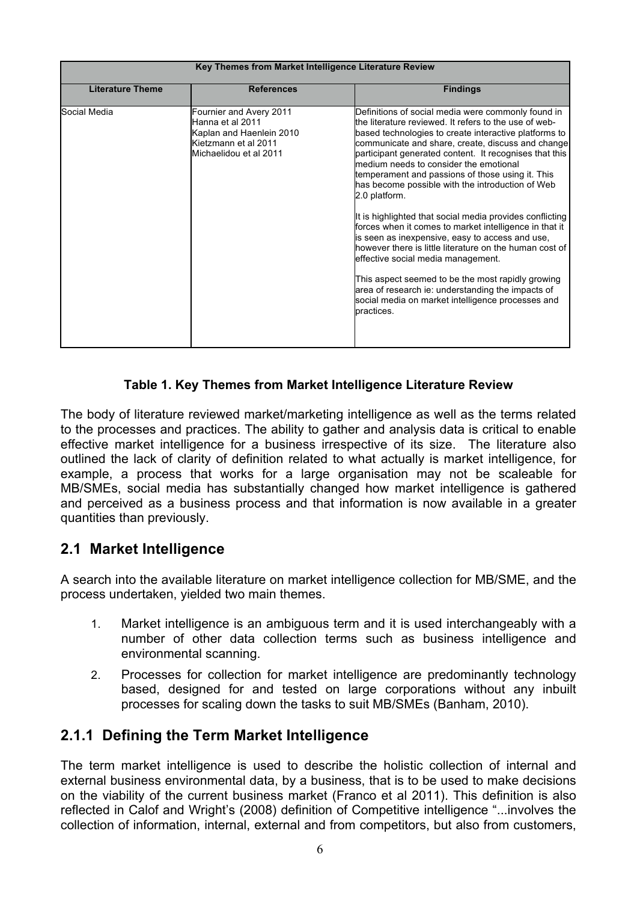| Key Themes from Market Intelligence Literature Review | | |
|---|---|---|
| **Literature Theme** | **References** | **Findings** |
| Social Media | Fournier and Avery 2011<br>Hanna et al 2011<br>Kaplan and Haenlein 2010<br>Kietzmann et al 2011<br>Michaelidou et al 2011 | Definitions of social media were commonly found in the literature reviewed. It refers to the use of web-based technologies to create interactive platforms to communicate and share, create, discuss and change participant generated content. It recognises that this medium needs to consider the emotional temperament and passions of those using it. This has become possible with the introduction of Web 2.0 platform.<br><br>It is highlighted that social media provides conflicting forces when it comes to market intelligence in that it is seen as inexpensive, easy to access and use, however there is little literature on the human cost of effective social media management.<br><br>This aspect seemed to be the most rapidly growing area of research ie: understanding the impacts of social media on market intelligence processes and practices. |

**Table 1. Key Themes from Market Intelligence Literature Review**

The body of literature reviewed market/marketing intelligence as well as the terms related to the processes and practices. The ability to gather and analysis data is critical to enable effective market intelligence for a business irrespective of its size. The literature also outlined the lack of clarity of definition related to what actually is market intelligence, for example, a process that works for a large organisation may not be scaleable for MB/SMEs, social media has substantially changed how market intelligence is gathered and perceived as a business process and that information is now available in a greater quantities than previously.

## 2.1 Market Intelligence

A search into the available literature on market intelligence collection for MB/SME, and the process undertaken, yielded two main themes.

1. Market intelligence is an ambiguous term and it is used interchangeably with a number of other data collection terms such as business intelligence and environmental scanning.
2. Processes for collection for market intelligence are predominantly technology based, designed for and tested on large corporations without any inbuilt processes for scaling down the tasks to suit MB/SMEs (Banham, 2010).

### 2.1.1 Defining the Term Market Intelligence

The term market intelligence is used to describe the holistic collection of internal and external business environmental data, by a business, that is to be used to make decisions on the viability of the current business market (Franco et al 2011). This definition is also reflected in Calof and Wright's (2008) definition of Competitive intelligence "...involves the collection of information, internal, external and from competitors, but also from customers,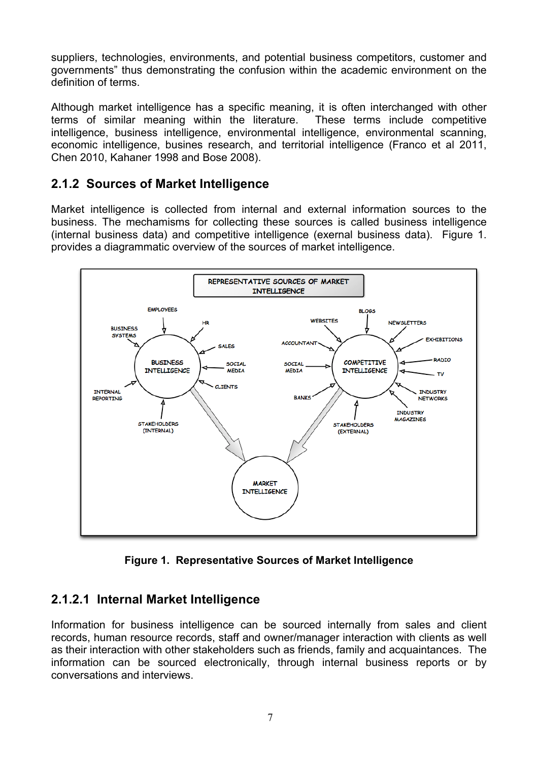suppliers, technologies, environments, and potential business competitors, customer and governments" thus demonstrating the confusion within the academic environment on the definition of terms.

Although market intelligence has a specific meaning, it is often interchanged with other terms of similar meaning within the literature. These terms include competitive intelligence, business intelligence, environmental intelligence, environmental scanning, economic intelligence, busines research, and territorial intelligence (Franco et al 2011, Chen 2010, Kahaner 1998 and Bose 2008).

## 2.1.2 Sources of Market Intelligence

Market intelligence is collected from internal and external information sources to the business. The mechamisms for collecting these sources is called business intelligence (internal business data) and competitive intelligence (exernal business data). Figure 1. provides a diagrammatic overview of the sources of market intelligence.

**Figure 1. Representative Sources of Market Intelligence**

### 2.1.2.1 Internal Market Intelligence

Information for business intelligence can be sourced internally from sales and client records, human resource records, staff and owner/manager interaction with clients as well as their interaction with other stakeholders such as friends, family and acquaintances. The information can be sourced electronically, through internal business reports or by conversations and interviews.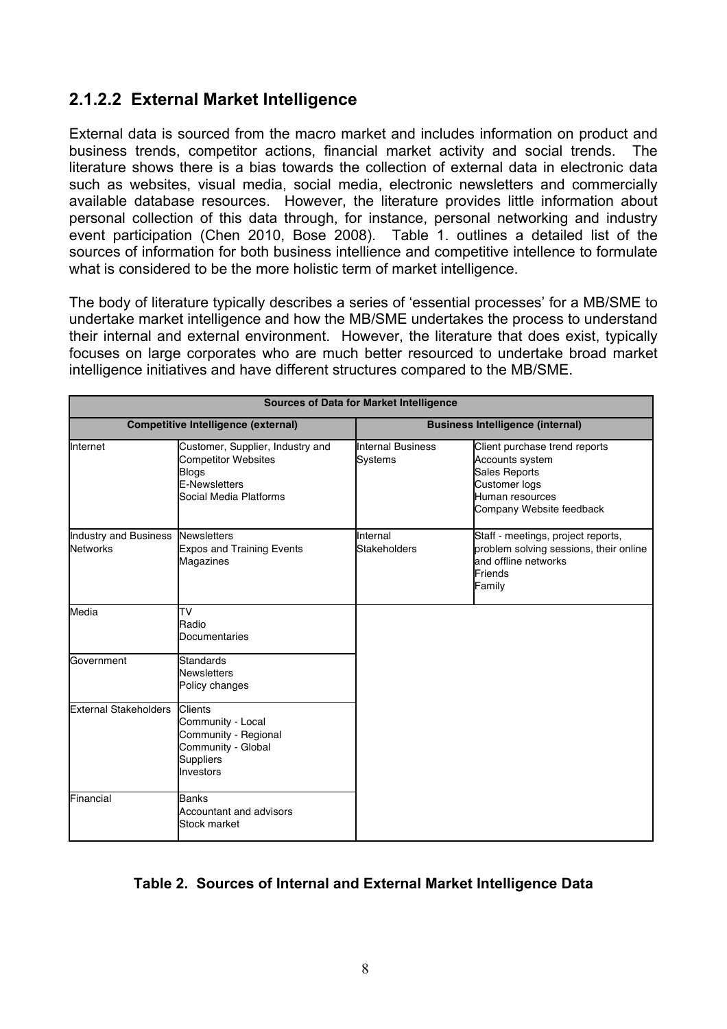## 2.1.2.2 External Market Intelligence

External data is sourced from the macro market and includes information on product and business trends, competitor actions, financial market activity and social trends. The literature shows there is a bias towards the collection of external data in electronic data such as websites, visual media, social media, electronic newsletters and commercially available database resources. However, the literature provides little information about personal collection of this data through, for instance, personal networking and industry event participation (Chen 2010, Bose 2008). Table 1. outlines a detailed list of the sources of information for both business intellience and competitive intellence to formulate what is considered to be the more holistic term of market intelligence.

The body of literature typically describes a series of 'essential processes' for a MB/SME to undertake market intelligence and how the MB/SME undertakes the process to understand their internal and external environment. However, the literature that does exist, typically focuses on large corporates who are much better resourced to undertake broad market intelligence initiatives and have different structures compared to the MB/SME.

| **Sources of Data for Market Intelligence** | | | |
|---|---|---|---|
| **Competitive Intelligence (external)** | | **Business Intelligence (internal)** | |
| Internet | Customer, Supplier, Industry and Competitor Websites<br>Blogs<br>E-Newsletters<br>Social Media Platforms | Internal Business Systems | Client purchase trend reports<br>Accounts system<br>Sales Reports<br>Customer logs<br>Human resources<br>Company Website feedback |
| Industry and Business Networks | Newsletters<br>Expos and Training Events<br>Magazines | Internal Stakeholders | Staff - meetings, project reports, problem solving sessions, their online and offline networks<br>Friends<br>Family |
| Media | TV<br>Radio<br>Documentaries | | |
| Government | Standards<br>Newsletters<br>Policy changes | | |
| External Stakeholders | Clients<br>Community - Local<br>Community - Regional<br>Community - Global<br>Suppliers<br>Investors | | |
| Financial | Banks<br>Accountant and advisors<br>Stock market | | |

**Table 2. Sources of Internal and External Market Intelligence Data**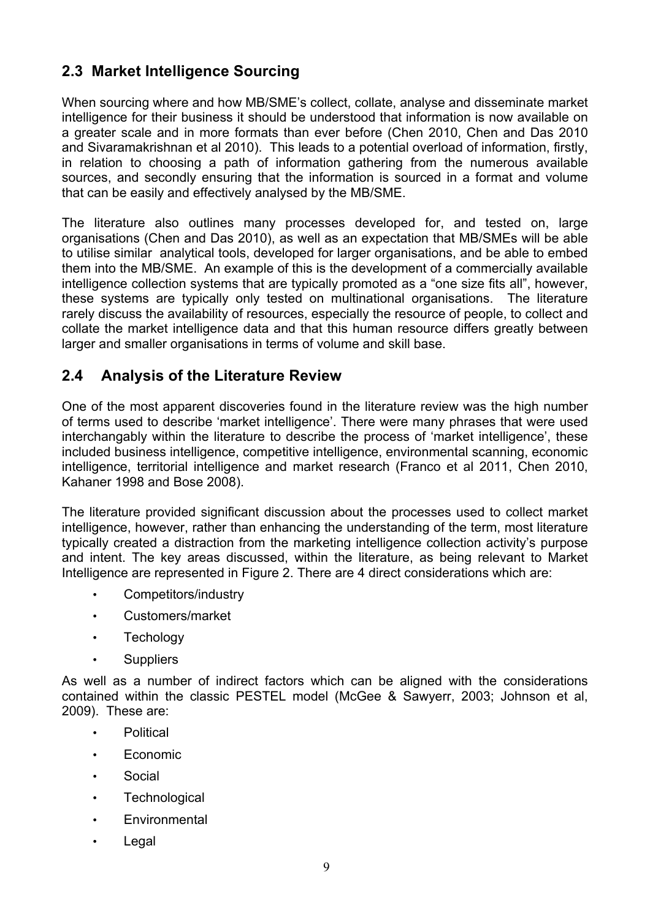## 2.3 Market Intelligence Sourcing

When sourcing where and how MB/SME's collect, collate, analyse and disseminate market intelligence for their business it should be understood that information is now available on a greater scale and in more formats than ever before (Chen 2010, Chen and Das 2010 and Sivaramakrishnan et al 2010). This leads to a potential overload of information, firstly, in relation to choosing a path of information gathering from the numerous available sources, and secondly ensuring that the information is sourced in a format and volume that can be easily and effectively analysed by the MB/SME.

The literature also outlines many processes developed for, and tested on, large organisations (Chen and Das 2010), as well as an expectation that MB/SMEs will be able to utilise similar analytical tools, developed for larger organisations, and be able to embed them into the MB/SME. An example of this is the development of a commercially available intelligence collection systems that are typically promoted as a "one size fits all", however, these systems are typically only tested on multinational organisations. The literature rarely discuss the availability of resources, especially the resource of people, to collect and collate the market intelligence data and that this human resource differs greatly between larger and smaller organisations in terms of volume and skill base.

## 2.4 Analysis of the Literature Review

One of the most apparent discoveries found in the literature review was the high number of terms used to describe 'market intelligence'. There were many phrases that were used interchangably within the literature to describe the process of 'market intelligence', these included business intelligence, competitive intelligence, environmental scanning, economic intelligence, territorial intelligence and market research (Franco et al 2011, Chen 2010, Kahaner 1998 and Bose 2008).

The literature provided significant discussion about the processes used to collect market intelligence, however, rather than enhancing the understanding of the term, most literature typically created a distraction from the marketing intelligence collection activity's purpose and intent. The key areas discussed, within the literature, as being relevant to Market Intelligence are represented in Figure 2. There are 4 direct considerations which are:

- Competitors/industry
- Customers/market
- Techology
- Suppliers

As well as a number of indirect factors which can be aligned with the considerations contained within the classic PESTEL model (McGee & Sawyerr, 2003; Johnson et al, 2009). These are:

- Political
- Economic
- Social
- Technological
- Environmental
- Legal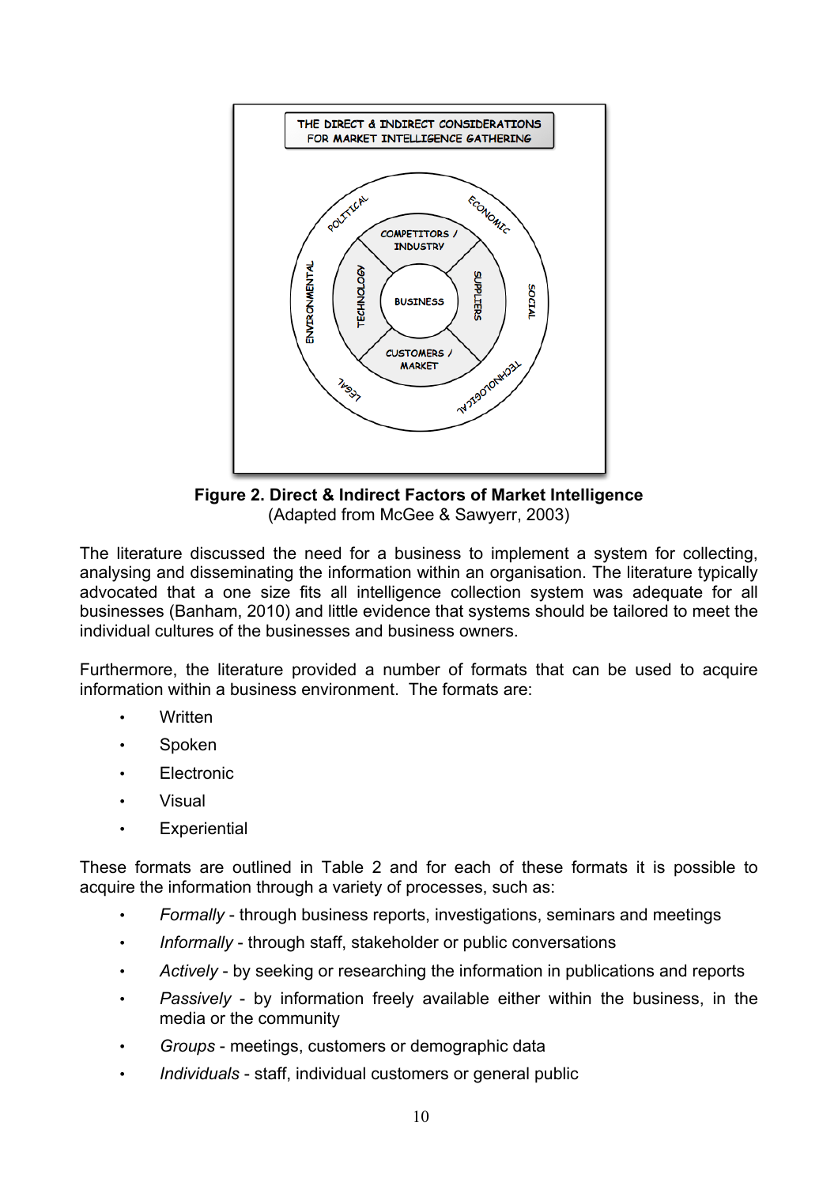**Figure 2. Direct & Indirect Factors of Market Intelligence**
(Adapted from McGee & Sawyerr, 2003)

The literature discussed the need for a business to implement a system for collecting, analysing and disseminating the information within an organisation. The literature typically advocated that a one size fits all intelligence collection system was adequate for all businesses (Banham, 2010) and little evidence that systems should be tailored to meet the individual cultures of the businesses and business owners.

Furthermore, the literature provided a number of formats that can be used to acquire information within a business environment. The formats are:

- Written
- Spoken
- Electronic
- Visual
- Experiential

These formats are outlined in Table 2 and for each of these formats it is possible to acquire the information through a variety of processes, such as:

- *Formally* - through business reports, investigations, seminars and meetings
- *Informally* - through staff, stakeholder or public conversations
- *Actively* - by seeking or researching the information in publications and reports
- *Passively* - by information freely available either within the business, in the media or the community
- *Groups* - meetings, customers or demographic data
- *Individuals* - staff, individual customers or general public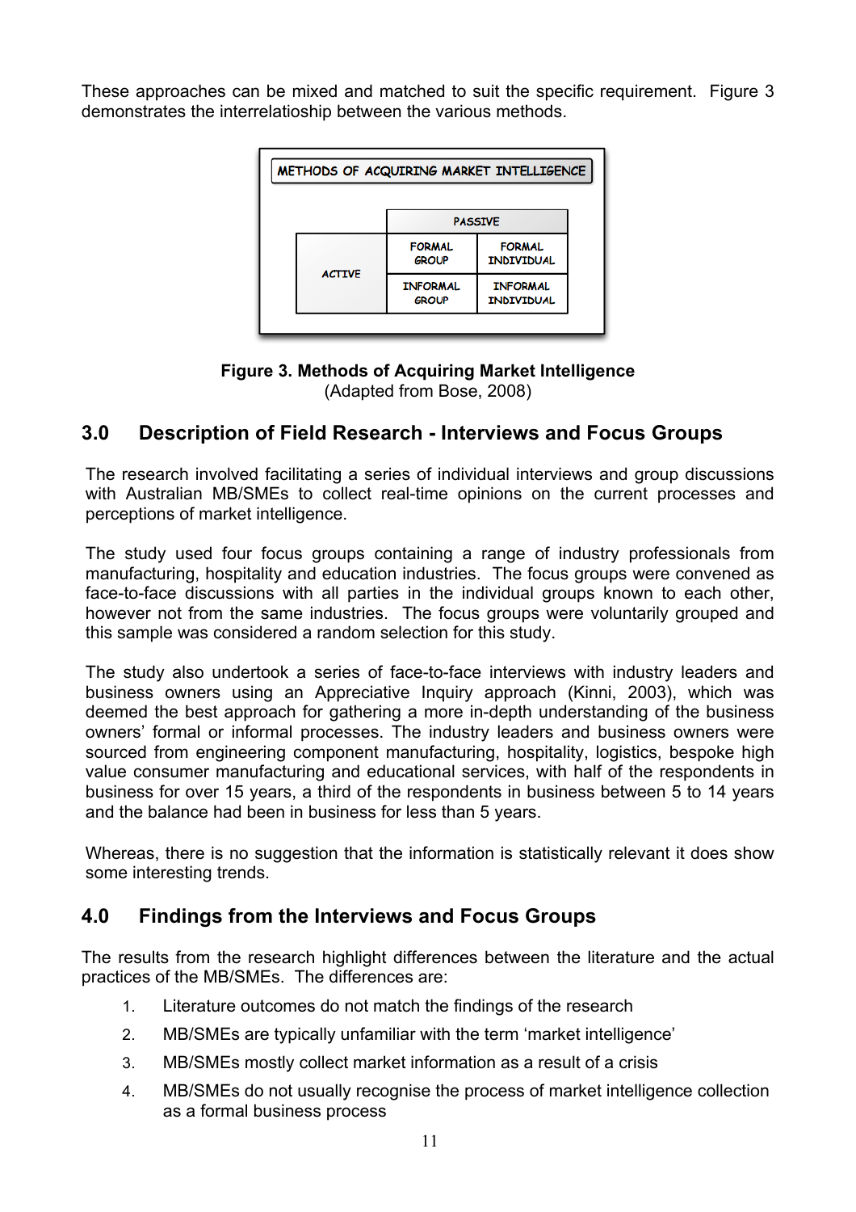These approaches can be mixed and matched to suit the specific requirement. Figure 3 demonstrates the interrelatioship between the various methods.

**METHODS OF ACQUIRING MARKET INTELLIGENCE**

| | PASSIVE | |
|---|---|---|
| ACTIVE | FORMAL GROUP | FORMAL INDIVIDUAL |
| | INFORMAL GROUP | INFORMAL INDIVIDUAL |

**Figure 3. Methods of Acquiring Market Intelligence**
(Adapted from Bose, 2008)

## 3.0 Description of Field Research - Interviews and Focus Groups

The research involved facilitating a series of individual interviews and group discussions with Australian MB/SMEs to collect real-time opinions on the current processes and perceptions of market intelligence.

The study used four focus groups containing a range of industry professionals from manufacturing, hospitality and education industries. The focus groups were convened as face-to-face discussions with all parties in the individual groups known to each other, however not from the same industries. The focus groups were voluntarily grouped and this sample was considered a random selection for this study.

The study also undertook a series of face-to-face interviews with industry leaders and business owners using an Appreciative Inquiry approach (Kinni, 2003), which was deemed the best approach for gathering a more in-depth understanding of the business owners' formal or informal processes. The industry leaders and business owners were sourced from engineering component manufacturing, hospitality, logistics, bespoke high value consumer manufacturing and educational services, with half of the respondents in business for over 15 years, a third of the respondents in business between 5 to 14 years and the balance had been in business for less than 5 years.

Whereas, there is no suggestion that the information is statistically relevant it does show some interesting trends.

## 4.0 Findings from the Interviews and Focus Groups

The results from the research highlight differences between the literature and the actual practices of the MB/SMEs. The differences are:

1. Literature outcomes do not match the findings of the research
2. MB/SMEs are typically unfamiliar with the term 'market intelligence'
3. MB/SMEs mostly collect market information as a result of a crisis
4. MB/SMEs do not usually recognise the process of market intelligence collection as a formal business process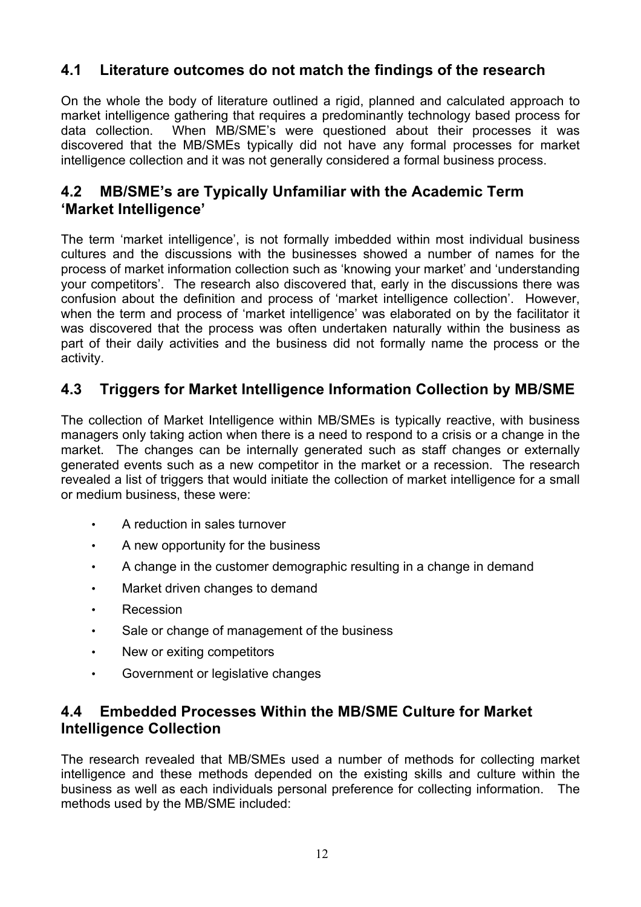## 4.1 Literature outcomes do not match the findings of the research

On the whole the body of literature outlined a rigid, planned and calculated approach to market intelligence gathering that requires a predominantly technology based process for data collection. When MB/SME's were questioned about their processes it was discovered that the MB/SMEs typically did not have any formal processes for market intelligence collection and it was not generally considered a formal business process.

## 4.2 MB/SME's are Typically Unfamiliar with the Academic Term 'Market Intelligence'

The term 'market intelligence', is not formally imbedded within most individual business cultures and the discussions with the businesses showed a number of names for the process of market information collection such as 'knowing your market' and 'understanding your competitors'. The research also discovered that, early in the discussions there was confusion about the definition and process of 'market intelligence collection'. However, when the term and process of 'market intelligence' was elaborated on by the facilitator it was discovered that the process was often undertaken naturally within the business as part of their daily activities and the business did not formally name the process or the activity.

## 4.3 Triggers for Market Intelligence Information Collection by MB/SME

The collection of Market Intelligence within MB/SMEs is typically reactive, with business managers only taking action when there is a need to respond to a crisis or a change in the market. The changes can be internally generated such as staff changes or externally generated events such as a new competitor in the market or a recession. The research revealed a list of triggers that would initiate the collection of market intelligence for a small or medium business, these were:

- A reduction in sales turnover
- A new opportunity for the business
- A change in the customer demographic resulting in a change in demand
- Market driven changes to demand
- Recession
- Sale or change of management of the business
- New or exiting competitors
- Government or legislative changes

## 4.4 Embedded Processes Within the MB/SME Culture for Market Intelligence Collection

The research revealed that MB/SMEs used a number of methods for collecting market intelligence and these methods depended on the existing skills and culture within the business as well as each individuals personal preference for collecting information. The methods used by the MB/SME included: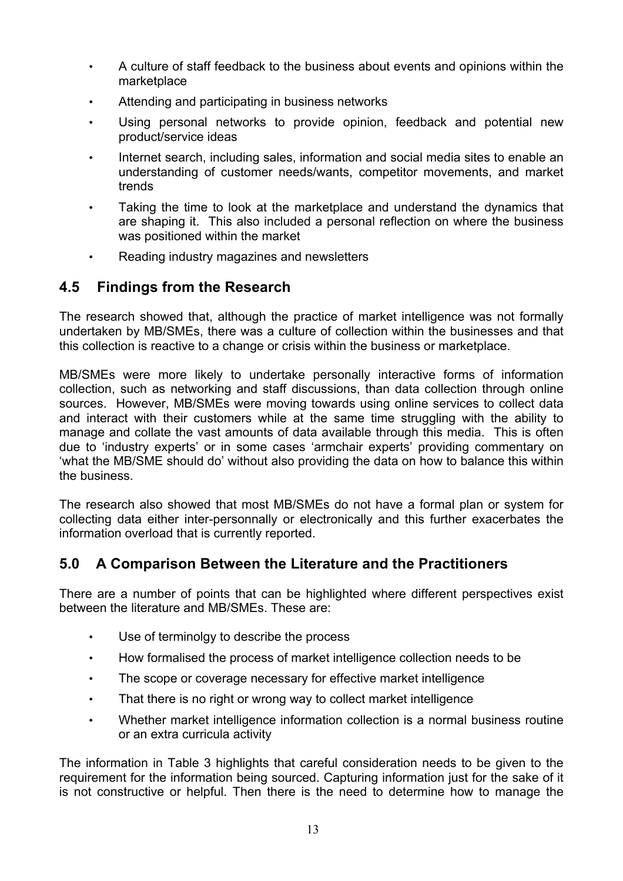- A culture of staff feedback to the business about events and opinions within the marketplace
- Attending and participating in business networks
- Using personal networks to provide opinion, feedback and potential new product/service ideas
- Internet search, including sales, information and social media sites to enable an understanding of customer needs/wants, competitor movements, and market trends
- Taking the time to look at the marketplace and understand the dynamics that are shaping it. This also included a personal reflection on where the business was positioned within the market
- Reading industry magazines and newsletters

## 4.5 Findings from the Research

The research showed that, although the practice of market intelligence was not formally undertaken by MB/SMEs, there was a culture of collection within the businesses and that this collection is reactive to a change or crisis within the business or marketplace.

MB/SMEs were more likely to undertake personally interactive forms of information collection, such as networking and staff discussions, than data collection through online sources. However, MB/SMEs were moving towards using online services to collect data and interact with their customers while at the same time struggling with the ability to manage and collate the vast amounts of data available through this media. This is often due to 'industry experts' or in some cases 'armchair experts' providing commentary on 'what the MB/SME should do' without also providing the data on how to balance this within the business.

The research also showed that most MB/SMEs do not have a formal plan or system for collecting data either inter-personnally or electronically and this further exacerbates the information overload that is currently reported.

## 5.0 A Comparison Between the Literature and the Practitioners

There are a number of points that can be highlighted where different perspectives exist between the literature and MB/SMEs. These are:

- Use of terminolgy to describe the process
- How formalised the process of market intelligence collection needs to be
- The scope or coverage necessary for effective market intelligence
- That there is no right or wrong way to collect market intelligence
- Whether market intelligence information collection is a normal business routine or an extra curricula activity

The information in Table 3 highlights that careful consideration needs to be given to the requirement for the information being sourced. Capturing information just for the sake of it is not constructive or helpful. Then there is the need to determine how to manage the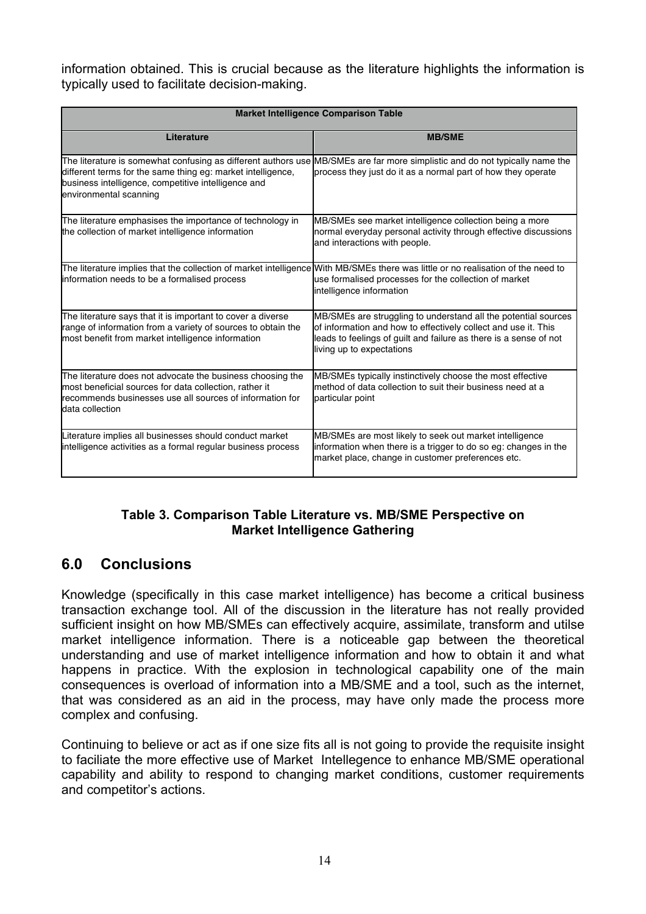information obtained. This is crucial because as the literature highlights the information is typically used to facilitate decision-making.

| Market Intelligence Comparison Table | |
|---|---|
| **Literature** | **MB/SME** |
| The literature is somewhat confusing as different authors use different terms for the same thing eg: market intelligence, business intelligence, competitive intelligence and environmental scanning | MB/SMEs are far more simplistic and do not typically name the process they just do it as a normal part of how they operate |
| The literature emphasises the importance of technology in the collection of market intelligence information | MB/SMEs see market intelligence collection being a more normal everyday personal activity through effective discussions and interactions with people. |
| The literature implies that the collection of market intelligence information needs to be a formalised process | With MB/SMEs there was little or no realisation of the need to use formalised processes for the collection of market intelligence information |
| The literature says that it is important to cover a diverse range of information from a variety of sources to obtain the most benefit from market intelligence information | MB/SMEs are struggling to understand all the potential sources of information and how to effectively collect and use it. This leads to feelings of guilt and failure as there is a sense of not living up to expectations |
| The literature does not advocate the business choosing the most beneficial sources for data collection, rather it recommends businesses use all sources of information for data collection | MB/SMEs typically instinctively choose the most effective method of data collection to suit their business need at a particular point |
| Literature implies all businesses should conduct market intelligence activities as a formal regular business process | MB/SMEs are most likely to seek out market intelligence information when there is a trigger to do so eg: changes in the market place, change in customer preferences etc. |

**Table 3. Comparison Table Literature vs. MB/SME Perspective on Market Intelligence Gathering**

## 6.0 Conclusions

Knowledge (specifically in this case market intelligence) has become a critical business transaction exchange tool. All of the discussion in the literature has not really provided sufficient insight on how MB/SMEs can effectively acquire, assimilate, transform and utilse market intelligence information. There is a noticeable gap between the theoretical understanding and use of market intelligence information and how to obtain it and what happens in practice. With the explosion in technological capability one of the main consequences is overload of information into a MB/SME and a tool, such as the internet, that was considered as an aid in the process, may have only made the process more complex and confusing.

Continuing to believe or act as if one size fits all is not going to provide the requisite insight to faciliate the more effective use of Market Intellegence to enhance MB/SME operational capability and ability to respond to changing market conditions, customer requirements and competitor's actions.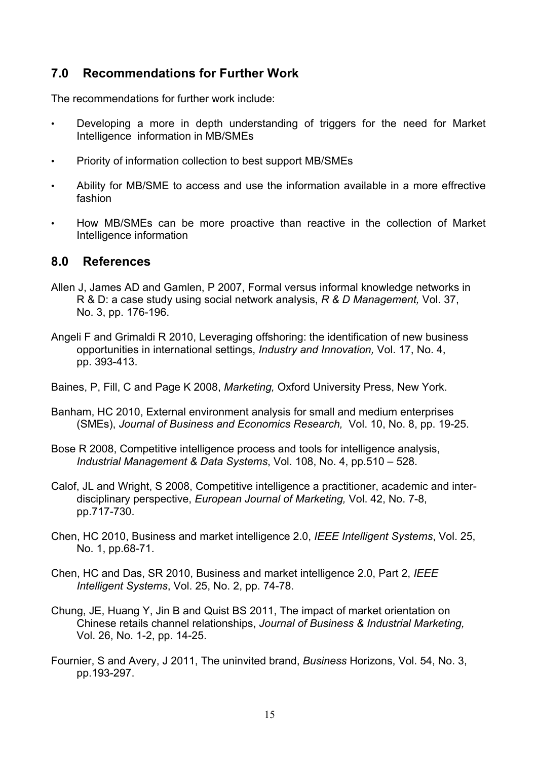## 7.0 Recommendations for Further Work

The recommendations for further work include:

- Developing a more in depth understanding of triggers for the need for Market Intelligence information in MB/SMEs
- Priority of information collection to best support MB/SMEs
- Ability for MB/SME to access and use the information available in a more effrective fashion
- How MB/SMEs can be more proactive than reactive in the collection of Market Intelligence information

## 8.0 References

Allen J, James AD and Gamlen, P 2007, Formal versus informal knowledge networks in R & D: a case study using social network analysis, *R & D Management,* Vol. 37, No. 3, pp. 176-196.

Angeli F and Grimaldi R 2010, Leveraging offshoring: the identification of new business opportunities in international settings, *Industry and Innovation,* Vol. 17, No. 4, pp. 393-413.

Baines, P, Fill, C and Page K 2008, *Marketing,* Oxford University Press, New York.

Banham, HC 2010, External environment analysis for small and medium enterprises (SMEs), *Journal of Business and Economics Research,* Vol. 10, No. 8, pp. 19-25.

Bose R 2008, Competitive intelligence process and tools for intelligence analysis, *Industrial Management & Data Systems*, Vol. 108, No. 4, pp.510 – 528.

Calof, JL and Wright, S 2008, Competitive intelligence a practitioner, academic and inter-disciplinary perspective, *European Journal of Marketing,* Vol. 42, No. 7-8, pp.717-730.

Chen, HC 2010, Business and market intelligence 2.0, *IEEE Intelligent Systems*, Vol. 25, No. 1, pp.68-71.

Chen, HC and Das, SR 2010, Business and market intelligence 2.0, Part 2, *IEEE Intelligent Systems*, Vol. 25, No. 2, pp. 74-78.

Chung, JE, Huang Y, Jin B and Quist BS 2011, The impact of market orientation on Chinese retails channel relationships, *Journal of Business & Industrial Marketing,* Vol. 26, No. 1-2, pp. 14-25.

Fournier, S and Avery, J 2011, The uninvited brand, *Business* Horizons, Vol. 54, No. 3, pp.193-297.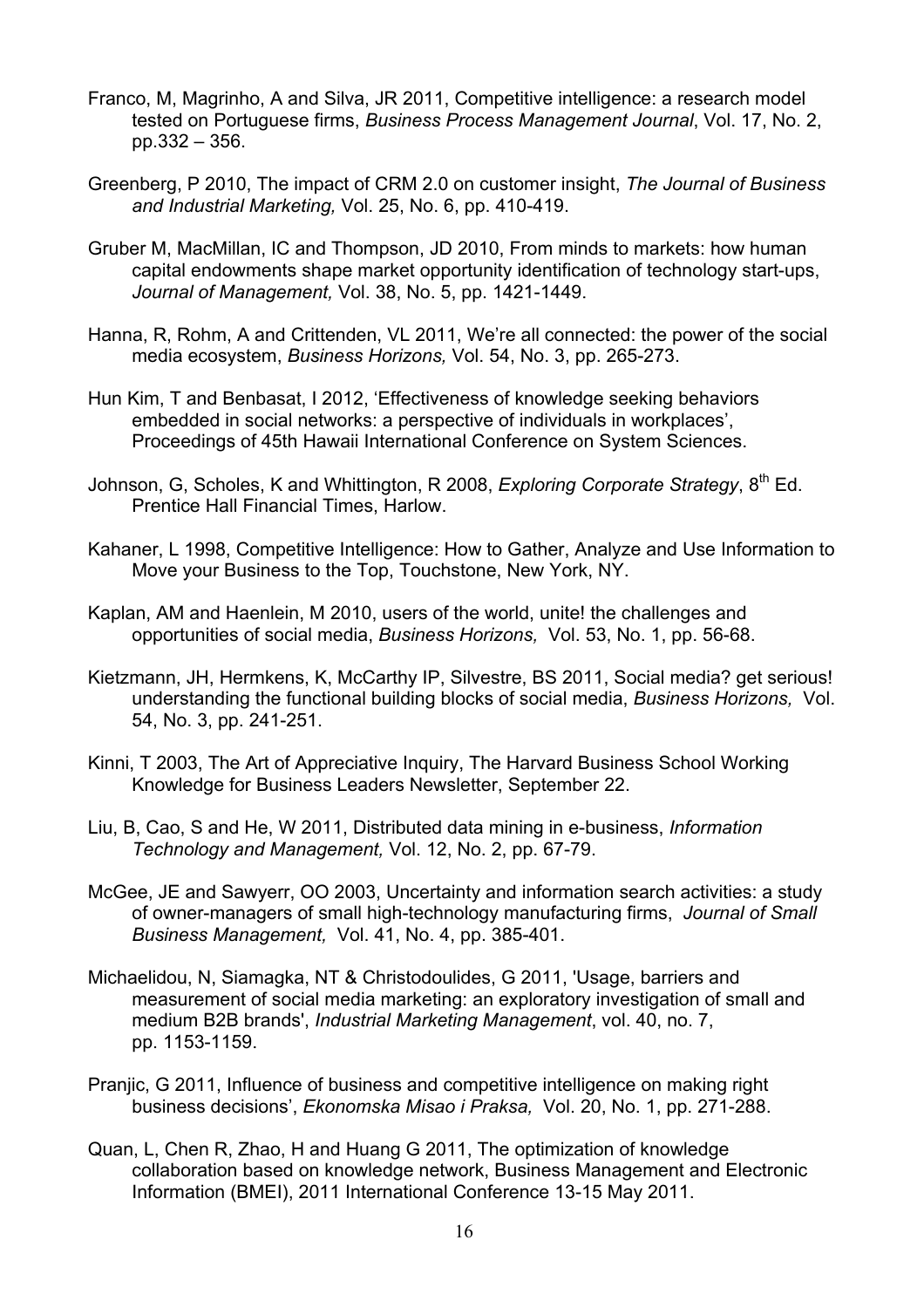Franco, M, Magrinho, A and Silva, JR 2011, Competitive intelligence: a research model tested on Portuguese firms, *Business Process Management Journal*, Vol. 17, No. 2, pp.332 – 356.

Greenberg, P 2010, The impact of CRM 2.0 on customer insight, *The Journal of Business and Industrial Marketing,* Vol. 25, No. 6, pp. 410-419.

Gruber M, MacMillan, IC and Thompson, JD 2010, From minds to markets: how human capital endowments shape market opportunity identification of technology start-ups, *Journal of Management,* Vol. 38, No. 5, pp. 1421-1449.

Hanna, R, Rohm, A and Crittenden, VL 2011, We're all connected: the power of the social media ecosystem, *Business Horizons,* Vol. 54, No. 3, pp. 265-273.

Hun Kim, T and Benbasat, I 2012, 'Effectiveness of knowledge seeking behaviors embedded in social networks: a perspective of individuals in workplaces', Proceedings of 45th Hawaii International Conference on System Sciences.

Johnson, G, Scholes, K and Whittington, R 2008, *Exploring Corporate Strategy*, 8th Ed. Prentice Hall Financial Times, Harlow.

Kahaner, L 1998, Competitive Intelligence: How to Gather, Analyze and Use Information to Move your Business to the Top, Touchstone, New York, NY.

Kaplan, AM and Haenlein, M 2010, users of the world, unite! the challenges and opportunities of social media, *Business Horizons,* Vol. 53, No. 1, pp. 56-68.

Kietzmann, JH, Hermkens, K, McCarthy IP, Silvestre, BS 2011, Social media? get serious! understanding the functional building blocks of social media, *Business Horizons,* Vol. 54, No. 3, pp. 241-251.

Kinni, T 2003, The Art of Appreciative Inquiry, The Harvard Business School Working Knowledge for Business Leaders Newsletter, September 22.

Liu, B, Cao, S and He, W 2011, Distributed data mining in e-business, *Information Technology and Management,* Vol. 12, No. 2, pp. 67-79.

McGee, JE and Sawyerr, OO 2003, Uncertainty and information search activities: a study of owner-managers of small high-technology manufacturing firms, *Journal of Small Business Management,* Vol. 41, No. 4, pp. 385-401.

Michaelidou, N, Siamagka, NT & Christodoulides, G 2011, 'Usage, barriers and measurement of social media marketing: an exploratory investigation of small and medium B2B brands', *Industrial Marketing Management*, vol. 40, no. 7, pp. 1153-1159.

Pranjic, G 2011, Influence of business and competitive intelligence on making right business decisions', *Ekonomska Misao i Praksa,* Vol. 20, No. 1, pp. 271-288.

Quan, L, Chen R, Zhao, H and Huang G 2011, The optimization of knowledge collaboration based on knowledge network, Business Management and Electronic Information (BMEI), 2011 International Conference 13-15 May 2011.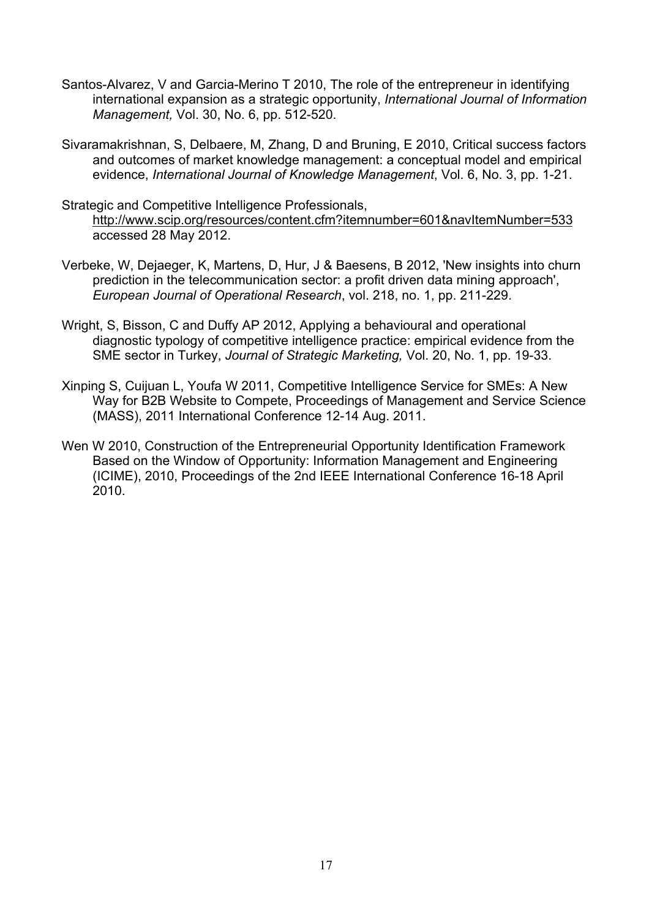Santos-Alvarez, V and Garcia-Merino T 2010, The role of the entrepreneur in identifying international expansion as a strategic opportunity, *International Journal of Information Management,* Vol. 30, No. 6, pp. 512-520.

Sivaramakrishnan, S, Delbaere, M, Zhang, D and Bruning, E 2010, Critical success factors and outcomes of market knowledge management: a conceptual model and empirical evidence, *International Journal of Knowledge Management*, Vol. 6, No. 3, pp. 1-21.

Strategic and Competitive Intelligence Professionals, http://www.scip.org/resources/content.cfm?itemnumber=601&navItemNumber=533 accessed 28 May 2012.

Verbeke, W, Dejaeger, K, Martens, D, Hur, J & Baesens, B 2012, 'New insights into churn prediction in the telecommunication sector: a profit driven data mining approach', *European Journal of Operational Research*, vol. 218, no. 1, pp. 211-229.

Wright, S, Bisson, C and Duffy AP 2012, Applying a behavioural and operational diagnostic typology of competitive intelligence practice: empirical evidence from the SME sector in Turkey, *Journal of Strategic Marketing,* Vol. 20, No. 1, pp. 19-33.

Xinping S, Cuijuan L, Youfa W 2011, Competitive Intelligence Service for SMEs: A New Way for B2B Website to Compete, Proceedings of Management and Service Science (MASS), 2011 International Conference 12-14 Aug. 2011.

Wen W 2010, Construction of the Entrepreneurial Opportunity Identification Framework Based on the Window of Opportunity: Information Management and Engineering (ICIME), 2010, Proceedings of the 2nd IEEE International Conference 16-18 April 2010.